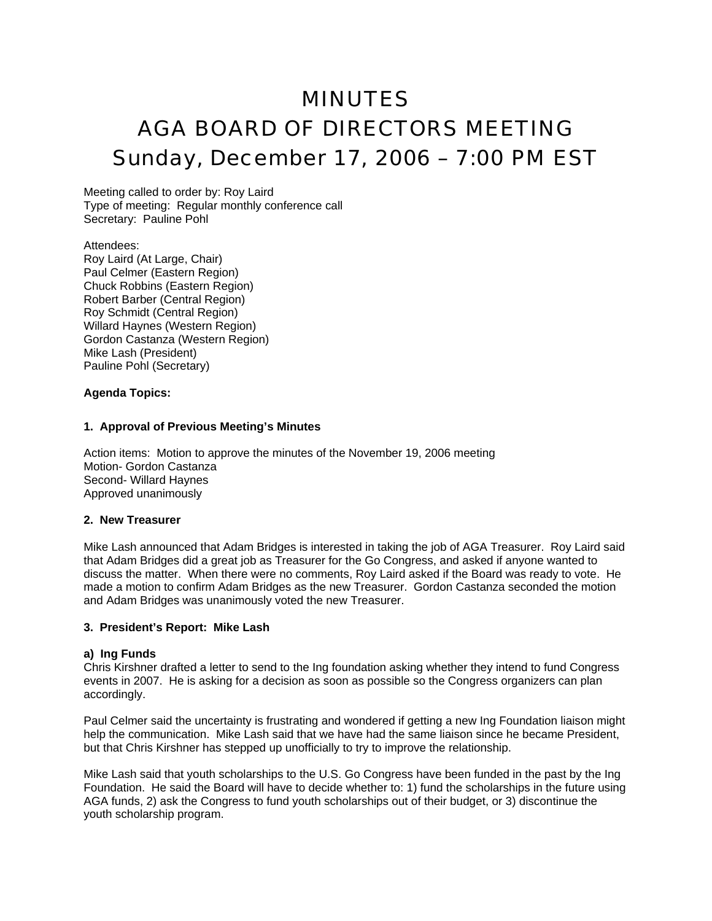# MINUTES
# AGA BOARD OF DIRECTORS MEETING
# Sunday, December 17, 2006 – 7:00 PM EST

Meeting called to order by: Roy Laird
Type of meeting: Regular monthly conference call
Secretary: Pauline Pohl

Attendees:
Roy Laird (At Large, Chair)
Paul Celmer (Eastern Region)
Chuck Robbins (Eastern Region)
Robert Barber (Central Region)
Roy Schmidt (Central Region)
Willard Haynes (Western Region)
Gordon Castanza (Western Region)
Mike Lash (President)
Pauline Pohl (Secretary)

**Agenda Topics:**

**1. Approval of Previous Meeting's Minutes**

Action items: Motion to approve the minutes of the November 19, 2006 meeting
Motion- Gordon Castanza
Second- Willard Haynes
Approved unanimously

**2. New Treasurer**

Mike Lash announced that Adam Bridges is interested in taking the job of AGA Treasurer. Roy Laird said that Adam Bridges did a great job as Treasurer for the Go Congress, and asked if anyone wanted to discuss the matter. When there were no comments, Roy Laird asked if the Board was ready to vote. He made a motion to confirm Adam Bridges as the new Treasurer. Gordon Castanza seconded the motion and Adam Bridges was unanimously voted the new Treasurer.

**3. President's Report: Mike Lash**

**a) Ing Funds**
Chris Kirshner drafted a letter to send to the Ing foundation asking whether they intend to fund Congress events in 2007. He is asking for a decision as soon as possible so the Congress organizers can plan accordingly.

Paul Celmer said the uncertainty is frustrating and wondered if getting a new Ing Foundation liaison might help the communication. Mike Lash said that we have had the same liaison since he became President, but that Chris Kirshner has stepped up unofficially to try to improve the relationship.

Mike Lash said that youth scholarships to the U.S. Go Congress have been funded in the past by the Ing Foundation. He said the Board will have to decide whether to: 1) fund the scholarships in the future using AGA funds, 2) ask the Congress to fund youth scholarships out of their budget, or 3) discontinue the youth scholarship program.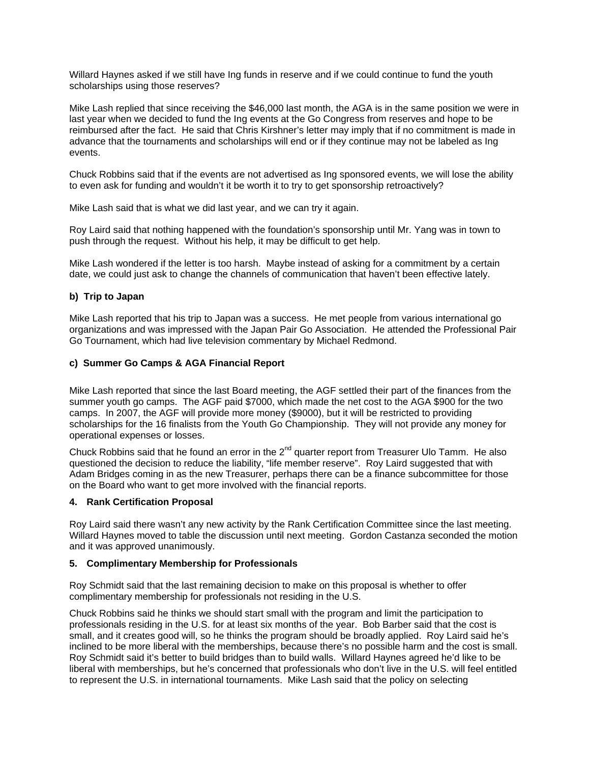Willard Haynes asked if we still have Ing funds in reserve and if we could continue to fund the youth scholarships using those reserves?

Mike Lash replied that since receiving the $46,000 last month, the AGA is in the same position we were in last year when we decided to fund the Ing events at the Go Congress from reserves and hope to be reimbursed after the fact. He said that Chris Kirshner's letter may imply that if no commitment is made in advance that the tournaments and scholarships will end or if they continue may not be labeled as Ing events.

Chuck Robbins said that if the events are not advertised as Ing sponsored events, we will lose the ability to even ask for funding and wouldn't it be worth it to try to get sponsorship retroactively?

Mike Lash said that is what we did last year, and we can try it again.

Roy Laird said that nothing happened with the foundation's sponsorship until Mr. Yang was in town to push through the request. Without his help, it may be difficult to get help.

Mike Lash wondered if the letter is too harsh. Maybe instead of asking for a commitment by a certain date, we could just ask to change the channels of communication that haven't been effective lately.

**b) Trip to Japan**

Mike Lash reported that his trip to Japan was a success. He met people from various international go organizations and was impressed with the Japan Pair Go Association. He attended the Professional Pair Go Tournament, which had live television commentary by Michael Redmond.

**c) Summer Go Camps & AGA Financial Report**

Mike Lash reported that since the last Board meeting, the AGF settled their part of the finances from the summer youth go camps. The AGF paid $7000, which made the net cost to the AGA $900 for the two camps. In 2007, the AGF will provide more money ($9000), but it will be restricted to providing scholarships for the 16 finalists from the Youth Go Championship. They will not provide any money for operational expenses or losses.

Chuck Robbins said that he found an error in the 2nd quarter report from Treasurer Ulo Tamm. He also questioned the decision to reduce the liability, "life member reserve". Roy Laird suggested that with Adam Bridges coming in as the new Treasurer, perhaps there can be a finance subcommittee for those on the Board who want to get more involved with the financial reports.

**4. Rank Certification Proposal**

Roy Laird said there wasn't any new activity by the Rank Certification Committee since the last meeting. Willard Haynes moved to table the discussion until next meeting. Gordon Castanza seconded the motion and it was approved unanimously.

**5. Complimentary Membership for Professionals**

Roy Schmidt said that the last remaining decision to make on this proposal is whether to offer complimentary membership for professionals not residing in the U.S.

Chuck Robbins said he thinks we should start small with the program and limit the participation to professionals residing in the U.S. for at least six months of the year. Bob Barber said that the cost is small, and it creates good will, so he thinks the program should be broadly applied. Roy Laird said he's inclined to be more liberal with the memberships, because there's no possible harm and the cost is small. Roy Schmidt said it's better to build bridges than to build walls. Willard Haynes agreed he'd like to be liberal with memberships, but he's concerned that professionals who don't live in the U.S. will feel entitled to represent the U.S. in international tournaments. Mike Lash said that the policy on selecting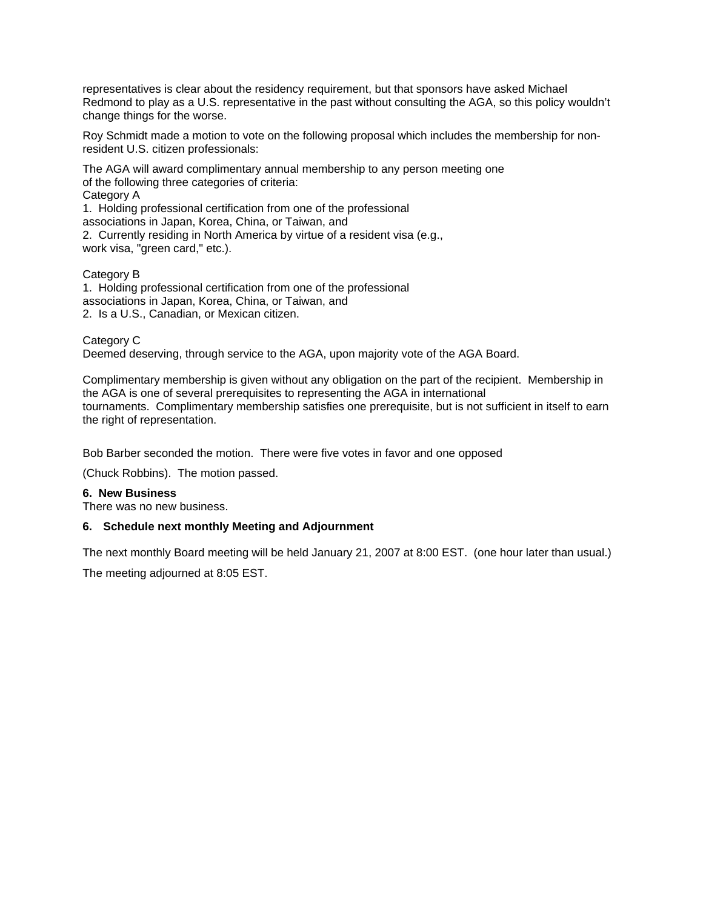representatives is clear about the residency requirement, but that sponsors have asked Michael Redmond to play as a U.S. representative in the past without consulting the AGA, so this policy wouldn't change things for the worse.

Roy Schmidt made a motion to vote on the following proposal which includes the membership for non-resident U.S. citizen professionals:

The AGA will award complimentary annual membership to any person meeting one of the following three categories of criteria:

Category A

1. Holding professional certification from one of the professional associations in Japan, Korea, China, or Taiwan, and
2. Currently residing in North America by virtue of a resident visa (e.g., work visa, "green card," etc.).

Category B

1. Holding professional certification from one of the professional associations in Japan, Korea, China, or Taiwan, and
2. Is a U.S., Canadian, or Mexican citizen.

Category C

Deemed deserving, through service to the AGA, upon majority vote of the AGA Board.

Complimentary membership is given without any obligation on the part of the recipient. Membership in the AGA is one of several prerequisites to representing the AGA in international tournaments. Complimentary membership satisfies one prerequisite, but is not sufficient in itself to earn the right of representation.

Bob Barber seconded the motion. There were five votes in favor and one opposed (Chuck Robbins). The motion passed.

**6. New Business**

There was no new business.

**6. Schedule next monthly Meeting and Adjournment**

The next monthly Board meeting will be held January 21, 2007 at 8:00 EST. (one hour later than usual.)

The meeting adjourned at 8:05 EST.